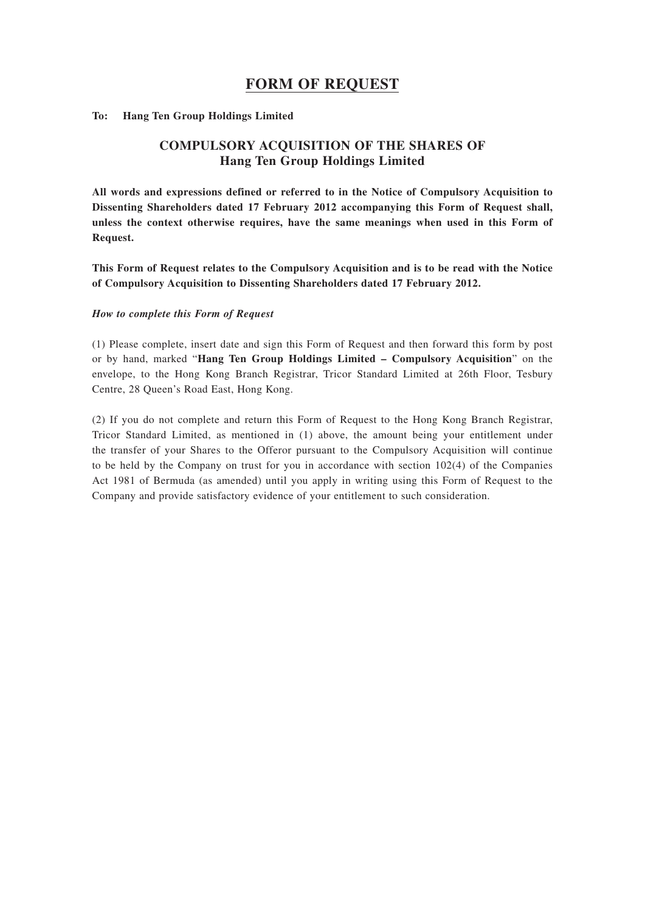# FORM OF REQUEST

**To: Hang Ten Group Holdings Limited**

## COMPULSORY ACQUISITION OF THE SHARES OF Hang Ten Group Holdings Limited

**All words and expressions defined or referred to in the Notice of Compulsory Acquisition to Dissenting Shareholders dated 17 February 2012 accompanying this Form of Request shall, unless the context otherwise requires, have the same meanings when used in this Form of Request.**

**This Form of Request relates to the Compulsory Acquisition and is to be read with the Notice of Compulsory Acquisition to Dissenting Shareholders dated 17 February 2012.**

***How to complete this Form of Request***

(1) Please complete, insert date and sign this Form of Request and then forward this form by post or by hand, marked "**Hang Ten Group Holdings Limited – Compulsory Acquisition**" on the envelope, to the Hong Kong Branch Registrar, Tricor Standard Limited at 26th Floor, Tesbury Centre, 28 Queen's Road East, Hong Kong.

(2) If you do not complete and return this Form of Request to the Hong Kong Branch Registrar, Tricor Standard Limited, as mentioned in (1) above, the amount being your entitlement under the transfer of your Shares to the Offeror pursuant to the Compulsory Acquisition will continue to be held by the Company on trust for you in accordance with section 102(4) of the Companies Act 1981 of Bermuda (as amended) until you apply in writing using this Form of Request to the Company and provide satisfactory evidence of your entitlement to such consideration.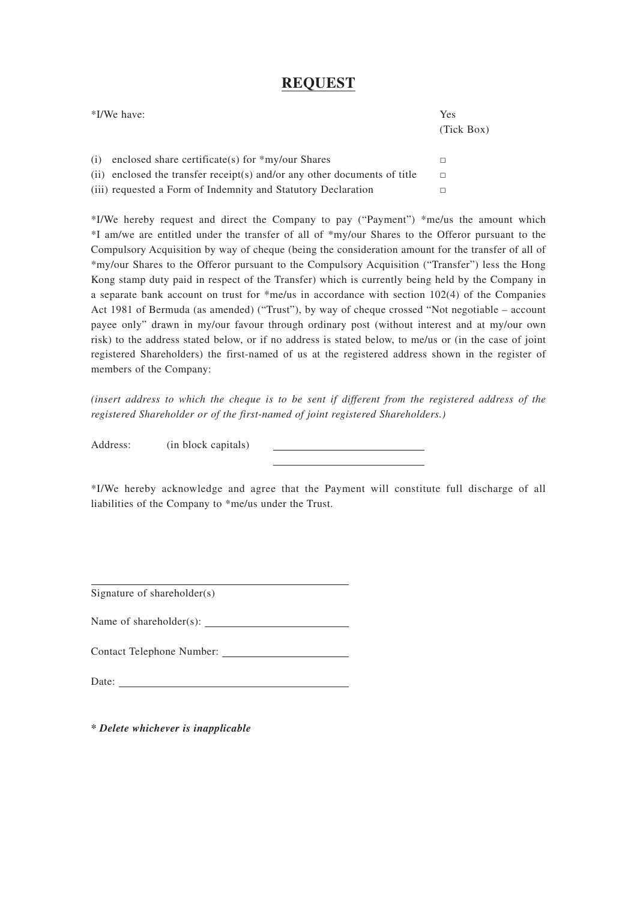# REQUEST

| *I/We have: | Yes (Tick Box) |
| --- | --- |
| (i) enclosed share certificate(s) for *my/our Shares | □ |
| (ii) enclosed the transfer receipt(s) and/or any other documents of title | □ |
| (iii) requested a Form of Indemnity and Statutory Declaration | □ |

*I/We hereby request and direct the Company to pay ("Payment") *me/us the amount which *I am/we are entitled under the transfer of all of *my/our Shares to the Offeror pursuant to the Compulsory Acquisition by way of cheque (being the consideration amount for the transfer of all of *my/our Shares to the Offeror pursuant to the Compulsory Acquisition ("Transfer") less the Hong Kong stamp duty paid in respect of the Transfer) which is currently being held by the Company in a separate bank account on trust for *me/us in accordance with section 102(4) of the Companies Act 1981 of Bermuda (as amended) ("Trust"), by way of cheque crossed "Not negotiable – account payee only" drawn in my/our favour through ordinary post (without interest and at my/our own risk) to the address stated below, or if no address is stated below, to me/us or (in the case of joint registered Shareholders) the first-named of us at the registered address shown in the register of members of the Company:

*(insert address to which the cheque is to be sent if different from the registered address of the registered Shareholder or of the first-named of joint registered Shareholders.)*

Address: (in block capitals) ______________________________

______________________________

*I/We hereby acknowledge and agree that the Payment will constitute full discharge of all liabilities of the Company to *me/us under the Trust.

______________________________

Signature of shareholder(s)

Name of shareholder(s): ______________________________

Contact Telephone Number: ______________________________

Date: ______________________________

***\* Delete whichever is inapplicable***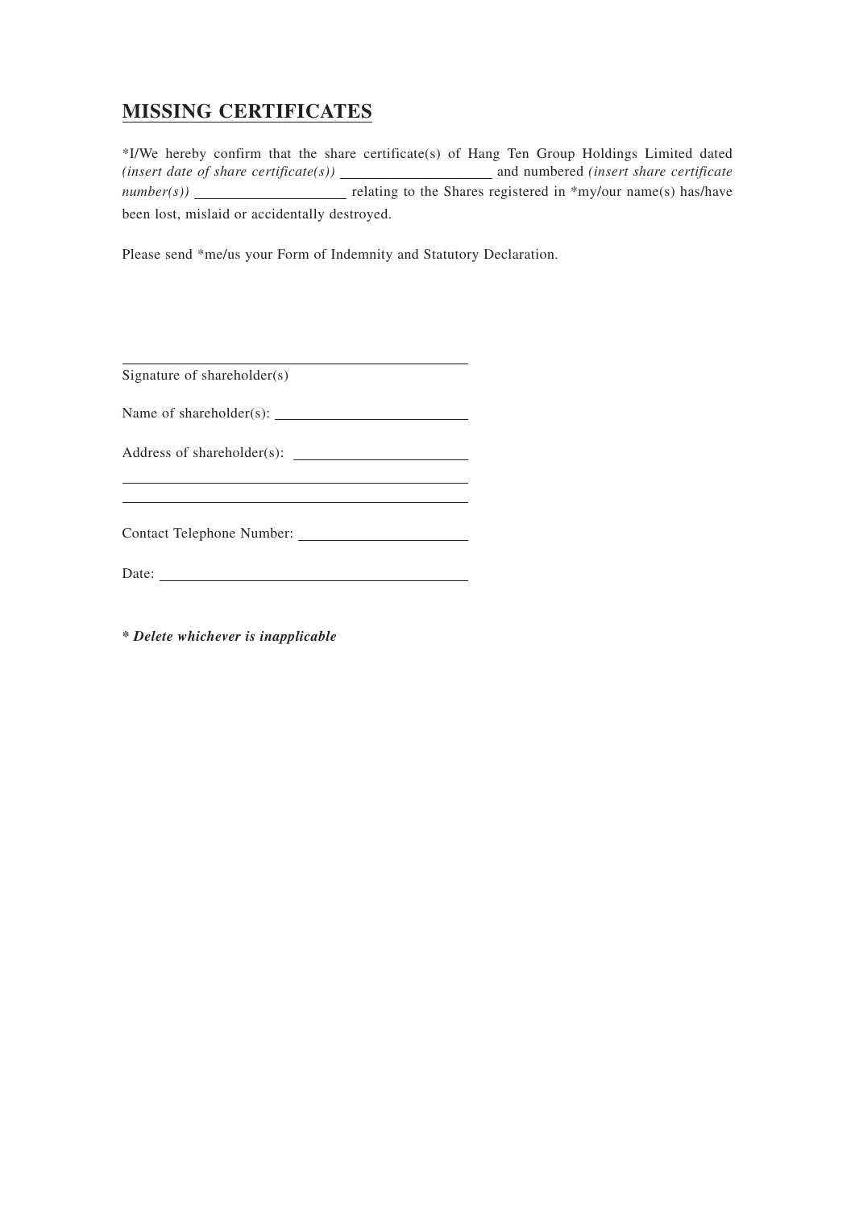## MISSING CERTIFICATES

*I/We hereby confirm that the share certificate(s) of Hang Ten Group Holdings Limited dated *(insert date of share certificate(s))* ____________________ and numbered *(insert share certificate number(s))* ____________________ relating to the Shares registered in *my/our name(s) has/have been lost, mislaid or accidentally destroyed.

Please send *me/us your Form of Indemnity and Statutory Declaration.

______________________________________________

Signature of shareholder(s)

Name of shareholder(s): __________________________

Address of shareholder(s): ________________________

______________________________________________

______________________________________________

Contact Telephone Number: ________________________

Date: ________________________________________

***\* Delete whichever is inapplicable***